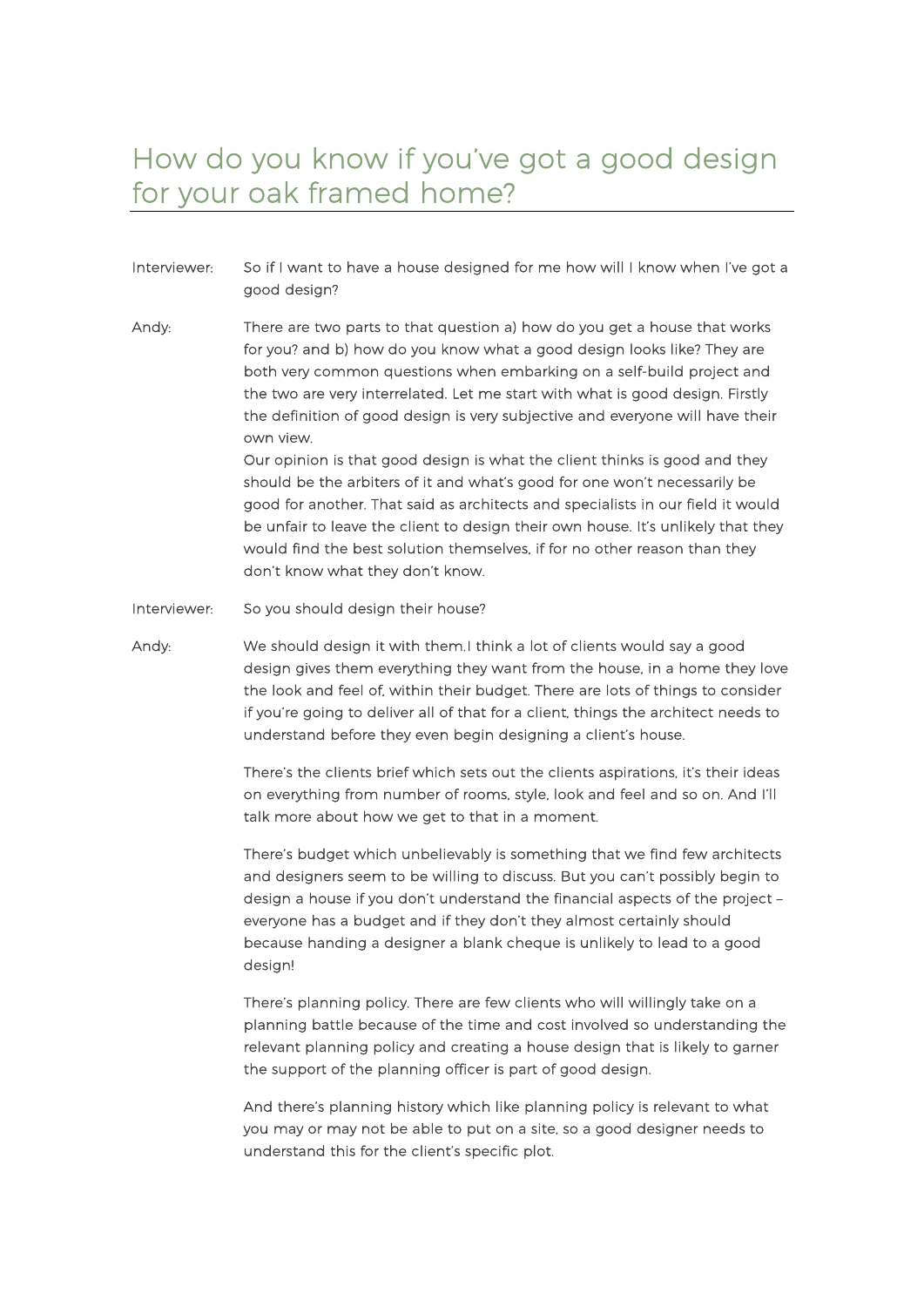# How do you know if you've got a good design for your oak framed home?

Interviewer: So if I want to have a house designed for me how will I know when I've got a good design?

Andy: There are two parts to that question a) how do you get a house that works for you? and b) how do you know what a good design looks like? They are both very common questions when embarking on a self-build project and the two are very interrelated. Let me start with what is good design. Firstly the definition of good design is very subjective and everyone will have their own view.
Our opinion is that good design is what the client thinks is good and they should be the arbiters of it and what's good for one won't necessarily be good for another. That said as architects and specialists in our field it would be unfair to leave the client to design their own house. It's unlikely that they would find the best solution themselves, if for no other reason than they don't know what they don't know.

Interviewer: So you should design their house?

Andy: We should design it with them.I think a lot of clients would say a good design gives them everything they want from the house, in a home they love the look and feel of, within their budget. There are lots of things to consider if you're going to deliver all of that for a client, things the architect needs to understand before they even begin designing a client's house.

There's the clients brief which sets out the clients aspirations, it's their ideas on everything from number of rooms, style, look and feel and so on. And I'll talk more about how we get to that in a moment.

There's budget which unbelievably is something that we find few architects and designers seem to be willing to discuss. But you can't possibly begin to design a house if you don't understand the financial aspects of the project – everyone has a budget and if they don't they almost certainly should because handing a designer a blank cheque is unlikely to lead to a good design!

There's planning policy. There are few clients who will willingly take on a planning battle because of the time and cost involved so understanding the relevant planning policy and creating a house design that is likely to garner the support of the planning officer is part of good design.

And there's planning history which like planning policy is relevant to what you may or may not be able to put on a site, so a good designer needs to understand this for the client's specific plot.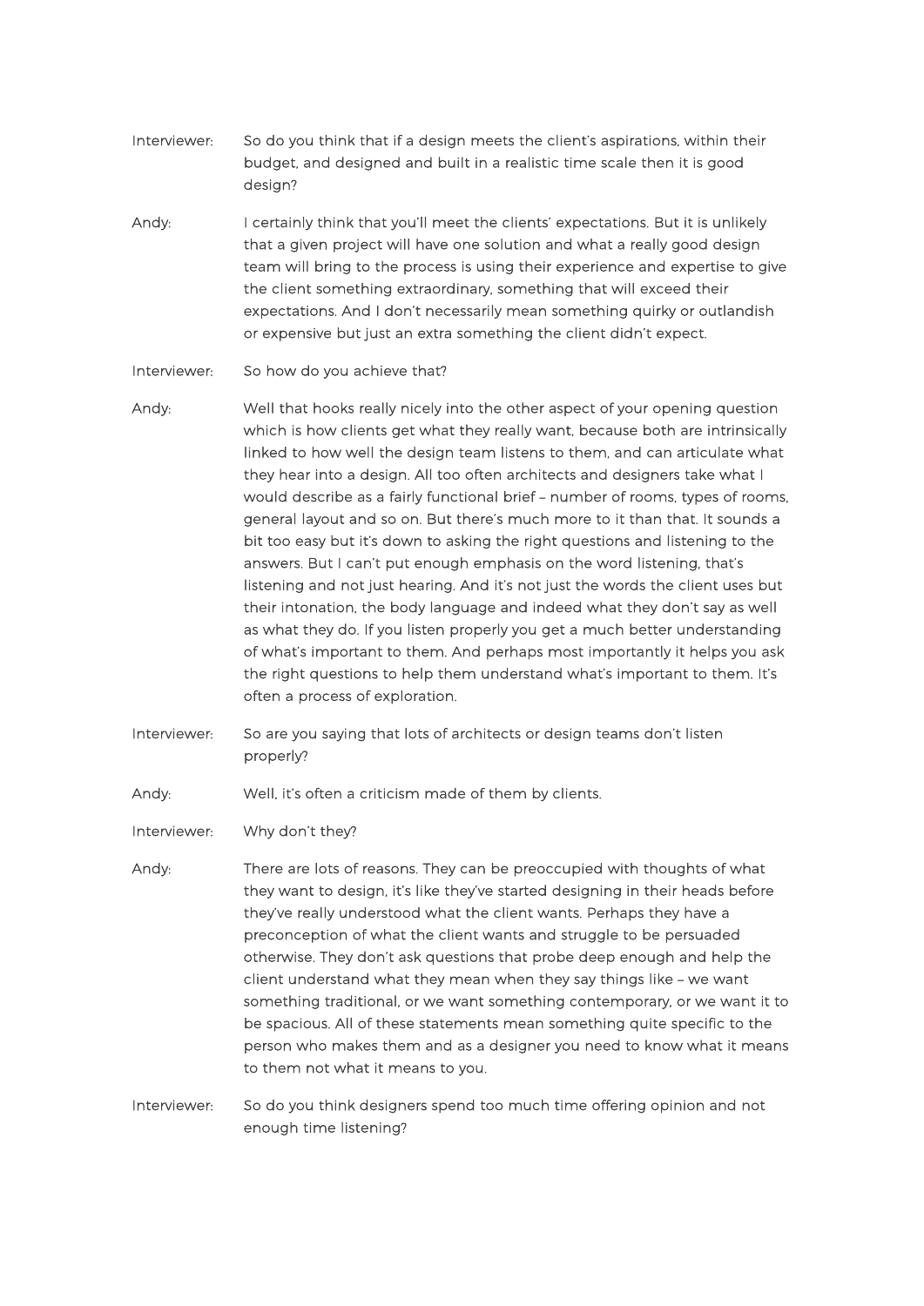Interviewer: So do you think that if a design meets the client's aspirations, within their budget, and designed and built in a realistic time scale then it is good design?

Andy: I certainly think that you'll meet the clients' expectations. But it is unlikely that a given project will have one solution and what a really good design team will bring to the process is using their experience and expertise to give the client something extraordinary, something that will exceed their expectations. And I don't necessarily mean something quirky or outlandish or expensive but just an extra something the client didn't expect.

Interviewer: So how do you achieve that?

Andy: Well that hooks really nicely into the other aspect of your opening question which is how clients get what they really want, because both are intrinsically linked to how well the design team listens to them, and can articulate what they hear into a design. All too often architects and designers take what I would describe as a fairly functional brief – number of rooms, types of rooms, general layout and so on. But there's much more to it than that. It sounds a bit too easy but it's down to asking the right questions and listening to the answers. But I can't put enough emphasis on the word listening, that's listening and not just hearing. And it's not just the words the client uses but their intonation, the body language and indeed what they don't say as well as what they do. If you listen properly you get a much better understanding of what's important to them. And perhaps most importantly it helps you ask the right questions to help them understand what's important to them. It's often a process of exploration.

Interviewer: So are you saying that lots of architects or design teams don't listen properly?

Andy: Well, it's often a criticism made of them by clients.

Interviewer: Why don't they?

Andy: There are lots of reasons. They can be preoccupied with thoughts of what they want to design, it's like they've started designing in their heads before they've really understood what the client wants. Perhaps they have a preconception of what the client wants and struggle to be persuaded otherwise. They don't ask questions that probe deep enough and help the client understand what they mean when they say things like – we want something traditional, or we want something contemporary, or we want it to be spacious. All of these statements mean something quite specific to the person who makes them and as a designer you need to know what it means to them not what it means to you.

Interviewer: So do you think designers spend too much time offering opinion and not enough time listening?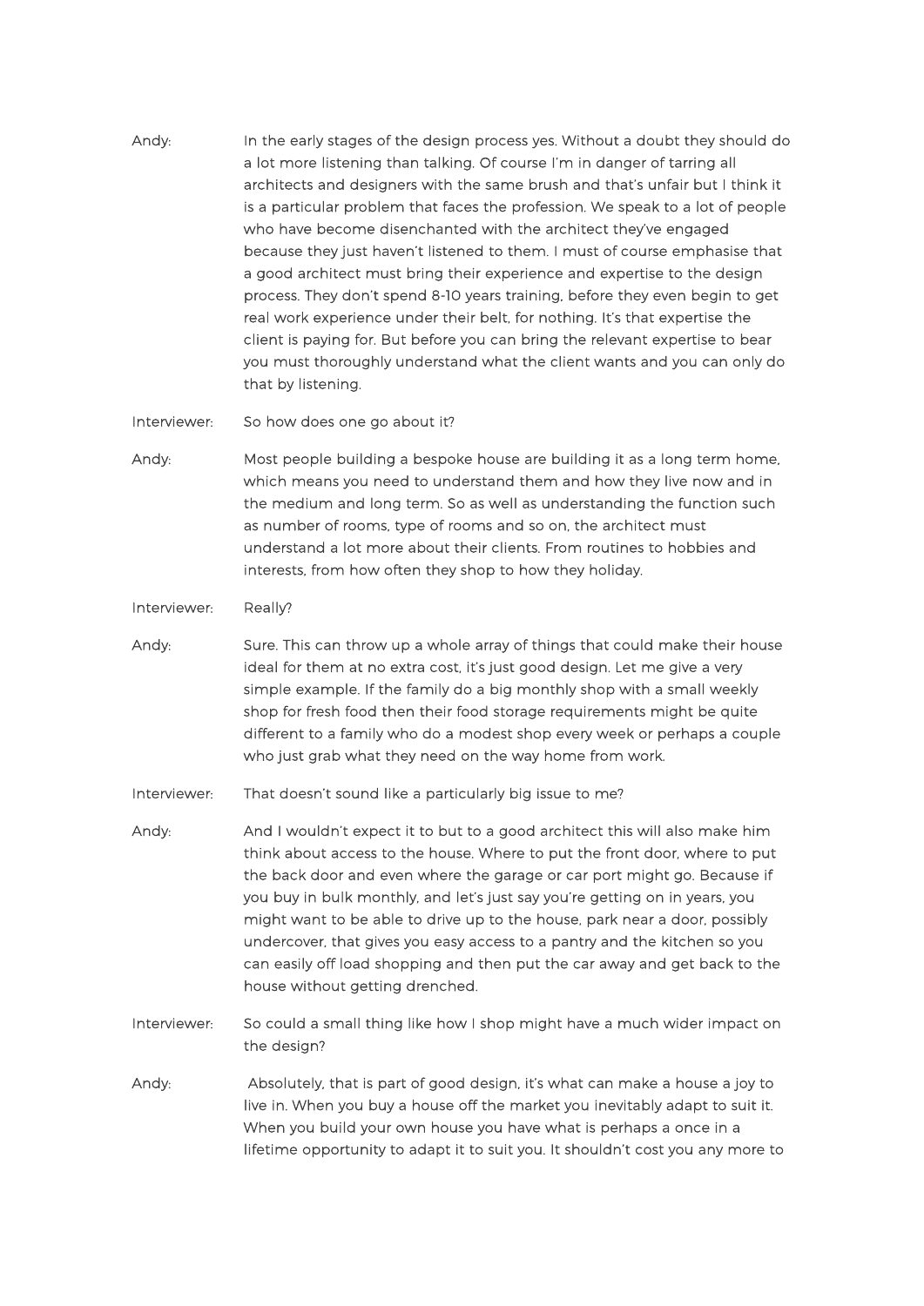**Andy:** In the early stages of the design process yes. Without a doubt they should do a lot more listening than talking. Of course I'm in danger of tarring all architects and designers with the same brush and that's unfair but I think it is a particular problem that faces the profession. We speak to a lot of people who have become disenchanted with the architect they've engaged because they just haven't listened to them. I must of course emphasise that a good architect must bring their experience and expertise to the design process. They don't spend 8-10 years training, before they even begin to get real work experience under their belt, for nothing. It's that expertise the client is paying for. But before you can bring the relevant expertise to bear you must thoroughly understand what the client wants and you can only do that by listening.

**Interviewer:** So how does one go about it?

**Andy:** Most people building a bespoke house are building it as a long term home, which means you need to understand them and how they live now and in the medium and long term. So as well as understanding the function such as number of rooms, type of rooms and so on, the architect must understand a lot more about their clients. From routines to hobbies and interests, from how often they shop to how they holiday.

**Interviewer:** Really?

**Andy:** Sure. This can throw up a whole array of things that could make their house ideal for them at no extra cost, it's just good design. Let me give a very simple example. If the family do a big monthly shop with a small weekly shop for fresh food then their food storage requirements might be quite different to a family who do a modest shop every week or perhaps a couple who just grab what they need on the way home from work.

**Interviewer:** That doesn't sound like a particularly big issue to me?

**Andy:** And I wouldn't expect it to but to a good architect this will also make him think about access to the house. Where to put the front door, where to put the back door and even where the garage or car port might go. Because if you buy in bulk monthly, and let's just say you're getting on in years, you might want to be able to drive up to the house, park near a door, possibly undercover, that gives you easy access to a pantry and the kitchen so you can easily off load shopping and then put the car away and get back to the house without getting drenched.

**Interviewer:** So could a small thing like how I shop might have a much wider impact on the design?

**Andy:** Absolutely, that is part of good design, it's what can make a house a joy to live in. When you buy a house off the market you inevitably adapt to suit it. When you build your own house you have what is perhaps a once in a lifetime opportunity to adapt it to suit you. It shouldn't cost you any more to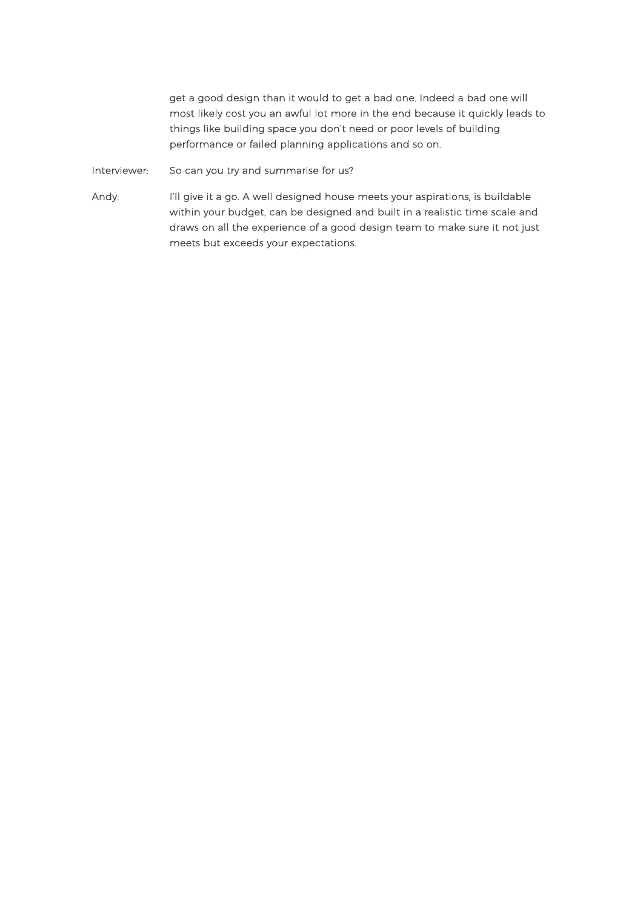get a good design than it would to get a bad one. Indeed a bad one will most likely cost you an awful lot more in the end because it quickly leads to things like building space you don't need or poor levels of building performance or failed planning applications and so on.

Interviewer: So can you try and summarise for us?

Andy: I'll give it a go. A well designed house meets your aspirations, is buildable within your budget, can be designed and built in a realistic time scale and draws on all the experience of a good design team to make sure it not just meets but exceeds your expectations.